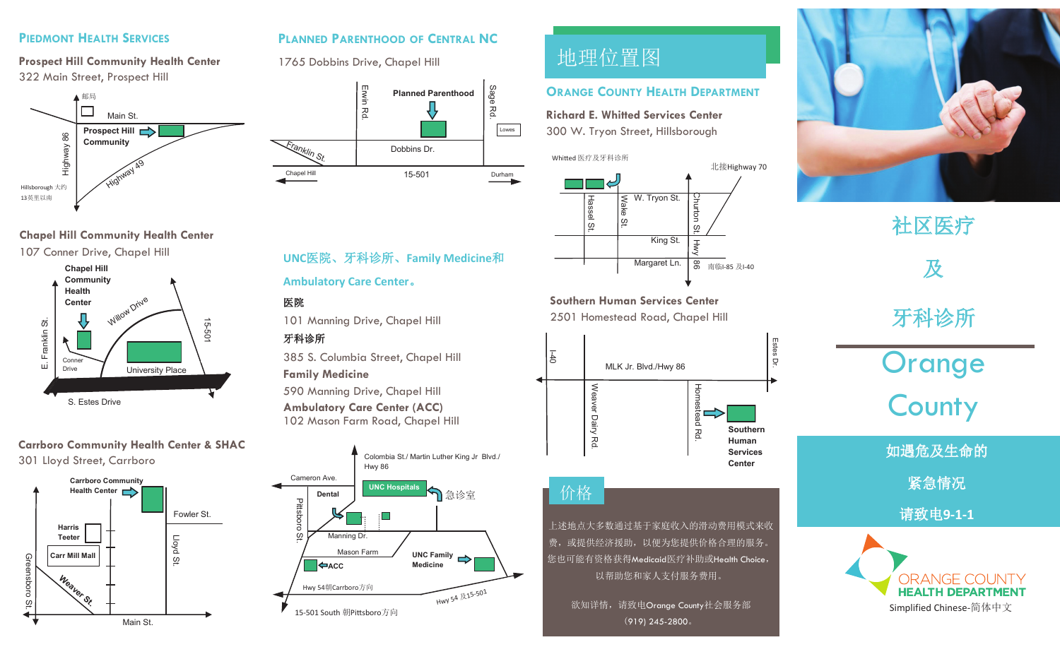## Piedmont Health Services

**Prospect Hill Community Health Center**
322 Main Street, Prospect Hill

邮局
Main St.
Prospect Hill Community
Highway 86
Highway 49
Hillsborough 大约13英里以南

**Chapel Hill Community Health Center**
107 Conner Drive, Chapel Hill

Chapel Hill Community Health Center
Willow Drive
E. Franklin St.
15-501
Conner Drive
University Place
S. Estes Drive

**Carrboro Community Health Center & SHAC**
301 Lloyd Street, Carrboro

Carrboro Community Health Center
Harris Teeter
Fowler St.
Carr Mill Mall
Lloyd St.
Greensboro St.
Weaver St.
Main St.

## Planned Parenthood of Central NC

1765 Dobbins Drive, Chapel Hill

Erwin Rd.
Planned Parenthood
Sage Rd.
Lowes
Franklin St.
Dobbins Dr.
Chapel Hill
15-501
Durham

## UNC医院、牙科诊所、Family Medicine和Ambulatory Care Center。

**医院**
101 Manning Drive, Chapel Hill

**牙科诊所**
385 S. Columbia Street, Chapel Hill

**Family Medicine**
590 Manning Drive, Chapel Hill

**Ambulatory Care Center (ACC)**
102 Mason Farm Road, Chapel Hill

Colombia St./ Martin Luther King Jr Blvd./ Hwy 86
Cameron Ave.
Dental
UNC Hospitals
急诊室
Pittsboro St.
Manning Dr.
Mason Farm
UNC Family Medicine
ACC
Hwy 54朝Carrboro方向
Hwy 54 及15-501
15-501 South 朝Pittsboro方向

# 地理位置图

## Orange County Health Department

**Richard E. Whitted Services Center**
300 W. Tryon Street, Hillsborough

Whitted 医疗及牙科诊所
北接Highway 70
Hassel St.
Wake St.
W. Tryon St.
Churton St.
King St.
Hwy 86
Margaret Ln.
南临I-85 及I-40

**Southern Human Services Center**
2501 Homestead Road, Chapel Hill

I-40
MLK Jr. Blvd./Hwy 86
Estes Dr.
Weaver Dairy Rd.
Homestead Rd.
Southern Human Services Center

## 价格

上述地点大多数通过基于家庭收入的滑动费用模式来收费，或提供经济援助，以便为您提供价格合理的服务。您也可能有资格获得Medicaid医疗补助或Health Choice，以帮助您和家人支付服务费用。

欲知详情，请致电Orange County社会服务部(919) 245-2800。

# 社区医疗

# 及

# 牙科诊所

# Orange County

**如遇危及生命的紧急情况请致电9-1-1**

ORANGE COUNTY HEALTH DEPARTMENT

Simplified Chinese-简体中文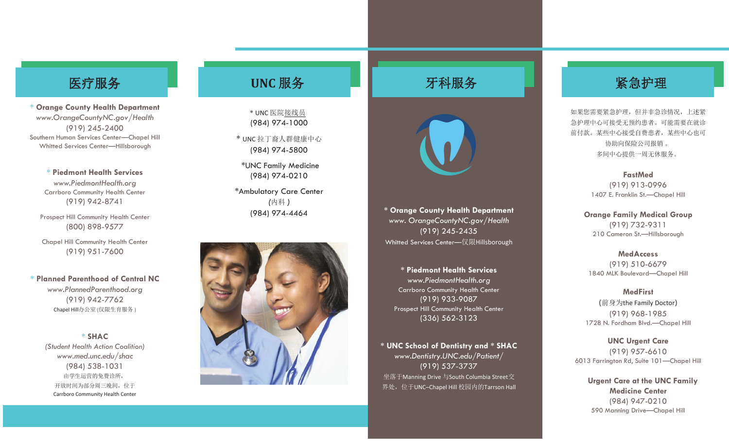## 医疗服务

\* **Orange County Health Department**
*www.OrangeCountyNC.gov/Health*
(919) 245-2400
Southern Human Services Center—Chapel Hill
Whitted Services Center—Hillsborough

\* **Piedmont Health Services**
*www.PiedmontHealth.org*
Carrboro Community Health Center
(919) 942-8741

Prospect Hill Community Health Center
(800) 898-9577

Chapel Hill Community Health Center
(919) 951-7600

\* **Planned Parenthood of Central NC**
*www.PlannedParenthood.org*
(919) 942-7762
Chapel Hill办公室 (仅限生育服务)

\* **SHAC**
*(Student Health Action Coalition)*
*www.med.unc.edu/shac*
(984) 538-1031
由学生运营的免费诊所，
开放时间为部分周三晚间，位于
Carrboro Community Health Center

## UNC 服务

\* UNC 医院接线员
(984) 974-1000

\* UNC 拉丁裔人群健康中心
(984) 974-5800

\*UNC Family Medicine
(984) 974-0210

\*Ambulatory Care Center
(内科)
(984) 974-4464

## 牙科服务

\* **Orange County Health Department**
*www. OrangeCountyNC.gov/Health*
(919) 245-2435
Whitted Services Center—仅限Hillsborough

\* **Piedmont Health Services**
*www.PiedmontHealth.org*
Carrboro Community Health Center
(919) 933-9087
Prospect Hill Community Health Center
(336) 562-3123

\* **UNC School of Dentistry and \* SHAC**
*www.Dentistry.UNC.edu/Patient/*
(919) 537-3737
坐落于Manning Drive 与South Columbia Street交界处，位于UNC–Chapel Hill 校园内的Tarrson Hall

## 紧急护理

如果您需要紧急护理，但并非急诊情况，上述紧急护理中心可接受无预约患者。可能需要在就诊前付款。某些中心接受自费患者，某些中心也可协助向保险公司报销。
多间中心提供一周无休服务。

**FastMed**
(919) 913-0996
1407 E. Franklin St.—Chapel Hill

**Orange Family Medical Group**
(919) 732-9311
210 Cameron St.—Hillsborough

**MedAccess**
(919) 510-6679
1840 MLK Boulevard—Chapel Hill

**MedFirst**
(前身为the Family Doctor)
(919) 968-1985
1728 N. Fordham Blvd.—Chapel Hill

**UNC Urgent Care**
(919) 957-6610
6013 Farrington Rd, Suite 101—Chapel Hill

**Urgent Care at the UNC Family Medicine Center**
(984) 947-0210
590 Manning Drive—Chapel Hill